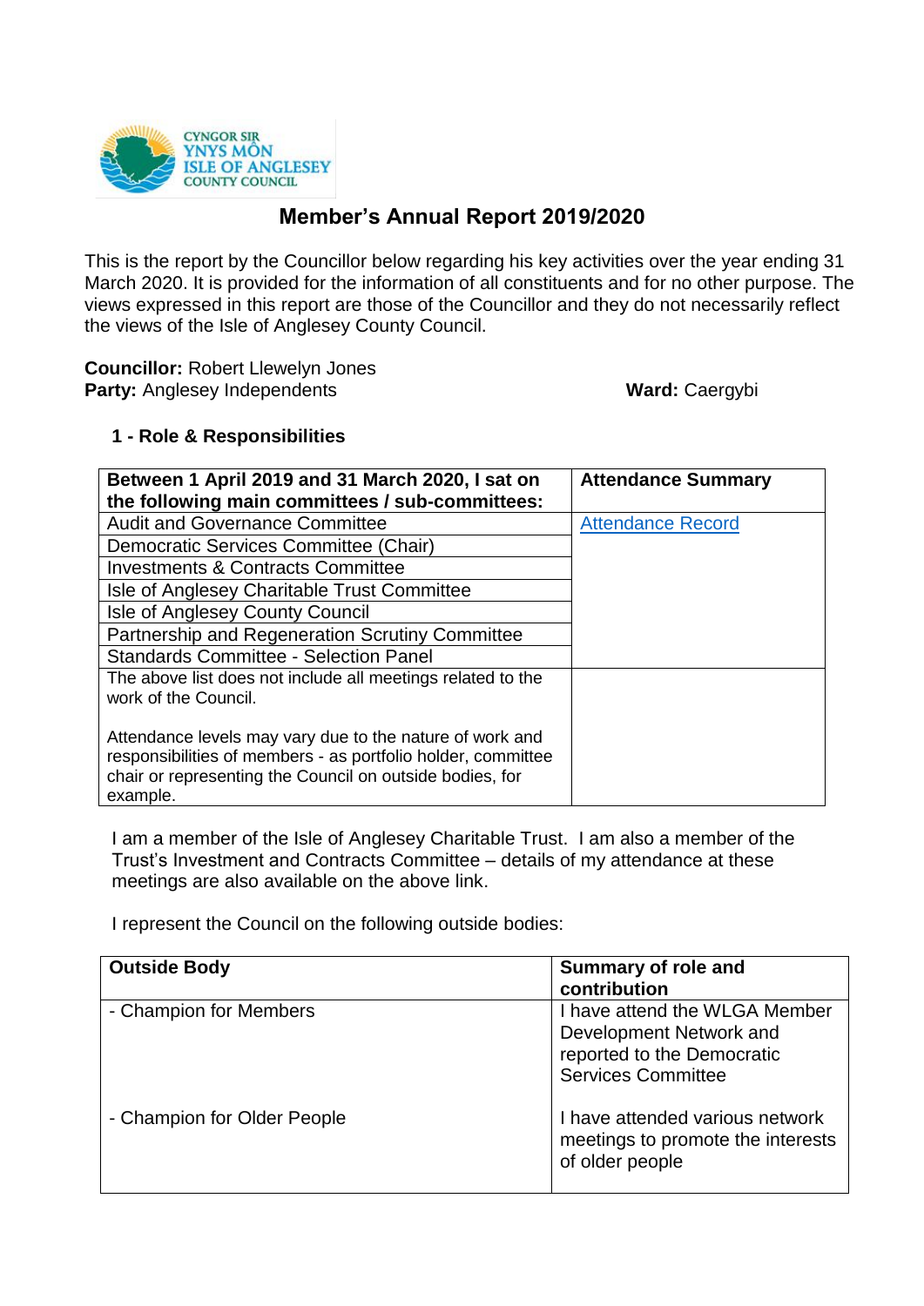# Member's Annual Report 2019/2020

This is the report by the Councillor below regarding his key activities over the year ending 31 March 2020. It is provided for the information of all constituents and for no other purpose. The views expressed in this report are those of the Councillor and they do not necessarily reflect the views of the Isle of Anglesey County Council.

**Councillor:** Robert Llewlyn Jones
**Party:** Anglesey Independents **Ward:** Caergybi

## 1 - Role & Responsibilities

| Between 1 April 2019 and 31 March 2020, I sat on the following main committees / sub-committees: | Attendance Summary |
|---|---|
| Audit and Governance Committee | Attendance Record |
| Democratic Services Committee (Chair) | |
| Investments & Contracts Committee | |
| Isle of Anglesey Charitable Trust Committee | |
| Isle of Anglesey County Council | |
| Partnership and Regeneration Scrutiny Committee | |
| Standards Committee - Selection Panel | |
| The above list does not include all meetings related to the work of the Council.<br><br>Attendance levels may vary due to the nature of work and responsibilities of members - as portfolio holder, committee chair or representing the Council on outside bodies, for example. | |

I am a member of the Isle of Anglesey Charitable Trust. I am also a member of the Trust's Investment and Contracts Committee – details of my attendance at these meetings are also available on the above link.

I represent the Council on the following outside bodies:

| Outside Body | Summary of role and contribution |
|---|---|
| - Champion for Members | I have attend the WLGA Member Development Network and reported to the Democratic Services Committee |
| - Champion for Older People | I have attended various network meetings to promote the interests of older people |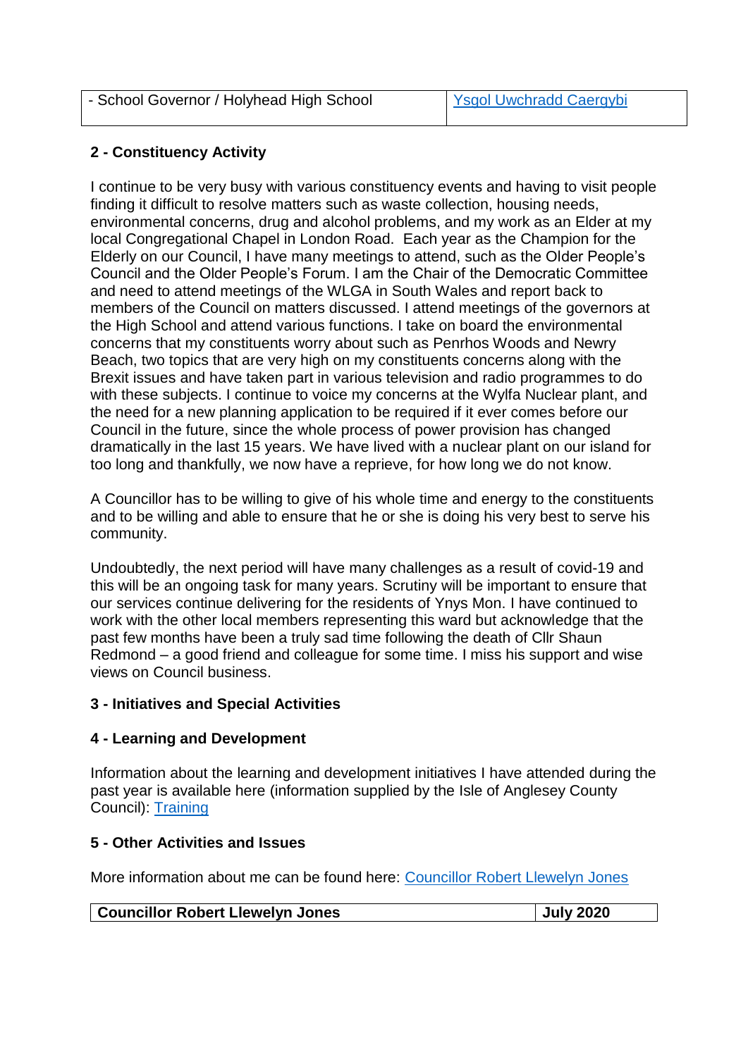| | |
|---|---|
| - School Governor / Holyhead High School | Ysgol Uwchradd Caergybi |

**2 - Constituency Activity**

I continue to be very busy with various constituency events and having to visit people finding it difficult to resolve matters such as waste collection, housing needs, environmental concerns, drug and alcohol problems, and my work as an Elder at my local Congregational Chapel in London Road. Each year as the Champion for the Elderly on our Council, I have many meetings to attend, such as the Older People's Council and the Older People's Forum. I am the Chair of the Democratic Committee and need to attend meetings of the WLGA in South Wales and report back to members of the Council on matters discussed. I attend meetings of the governors at the High School and attend various functions. I take on board the environmental concerns that my constituents worry about such as Penrhos Woods and Newry Beach, two topics that are very high on my constituents concerns along with the Brexit issues and have taken part in various television and radio programmes to do with these subjects. I continue to voice my concerns at the Wylfa Nuclear plant, and the need for a new planning application to be required if it ever comes before our Council in the future, since the whole process of power provision has changed dramatically in the last 15 years. We have lived with a nuclear plant on our island for too long and thankfully, we now have a reprieve, for how long we do not know.

A Councillor has to be willing to give of his whole time and energy to the constituents and to be willing and able to ensure that he or she is doing his very best to serve his community.

Undoubtedly, the next period will have many challenges as a result of covid-19 and this will be an ongoing task for many years. Scrutiny will be important to ensure that our services continue delivering for the residents of Ynys Mon. I have continued to work with the other local members representing this ward but acknowledge that the past few months have been a truly sad time following the death of Cllr Shaun Redmond – a good friend and colleague for some time. I miss his support and wise views on Council business.

**3 - Initiatives and Special Activities**

**4 - Learning and Development**

Information about the learning and development initiatives I have attended during the past year is available here (information supplied by the Isle of Anglesey County Council): Training

**5 - Other Activities and Issues**

More information about me can be found here: Councillor Robert Llewelyn Jones

| | |
|---|---|
| **Councillor Robert Llewelyn Jones** | **July 2020** |